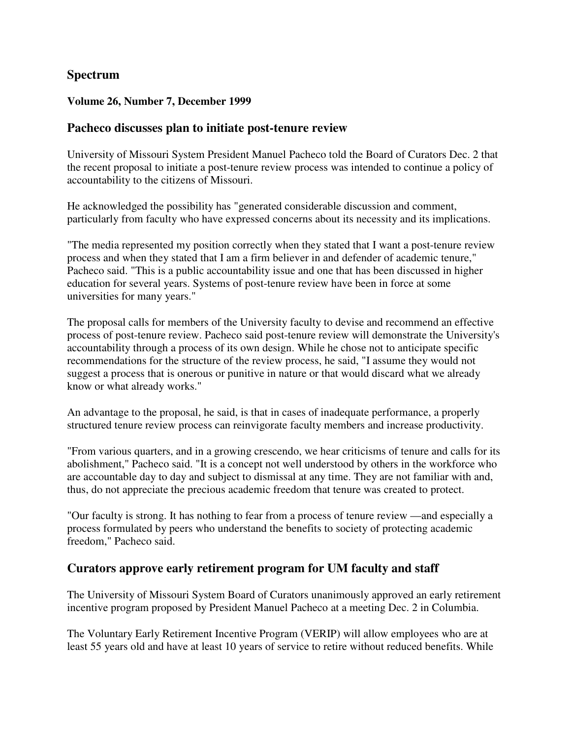## Spectrum

**Volume 26, Number 7, December 1999**

### Pacheco discusses plan to initiate post-tenure review

University of Missouri System President Manuel Pacheco told the Board of Curators Dec. 2 that the recent proposal to initiate a post-tenure review process was intended to continue a policy of accountability to the citizens of Missouri.

He acknowledged the possibility has "generated considerable discussion and comment, particularly from faculty who have expressed concerns about its necessity and its implications.

"The media represented my position correctly when they stated that I want a post-tenure review process and when they stated that I am a firm believer in and defender of academic tenure," Pacheco said. "This is a public accountability issue and one that has been discussed in higher education for several years. Systems of post-tenure review have been in force at some universities for many years."

The proposal calls for members of the University faculty to devise and recommend an effective process of post-tenure review. Pacheco said post-tenure review will demonstrate the University's accountability through a process of its own design. While he chose not to anticipate specific recommendations for the structure of the review process, he said, "I assume they would not suggest a process that is onerous or punitive in nature or that would discard what we already know or what already works."

An advantage to the proposal, he said, is that in cases of inadequate performance, a properly structured tenure review process can reinvigorate faculty members and increase productivity.

"From various quarters, and in a growing crescendo, we hear criticisms of tenure and calls for its abolishment," Pacheco said. "It is a concept not well understood by others in the workforce who are accountable day to day and subject to dismissal at any time. They are not familiar with and, thus, do not appreciate the precious academic freedom that tenure was created to protect.

"Our faculty is strong. It has nothing to fear from a process of tenure review —and especially a process formulated by peers who understand the benefits to society of protecting academic freedom," Pacheco said.

### Curators approve early retirement program for UM faculty and staff

The University of Missouri System Board of Curators unanimously approved an early retirement incentive program proposed by President Manuel Pacheco at a meeting Dec. 2 in Columbia.

The Voluntary Early Retirement Incentive Program (VERIP) will allow employees who are at least 55 years old and have at least 10 years of service to retire without reduced benefits. While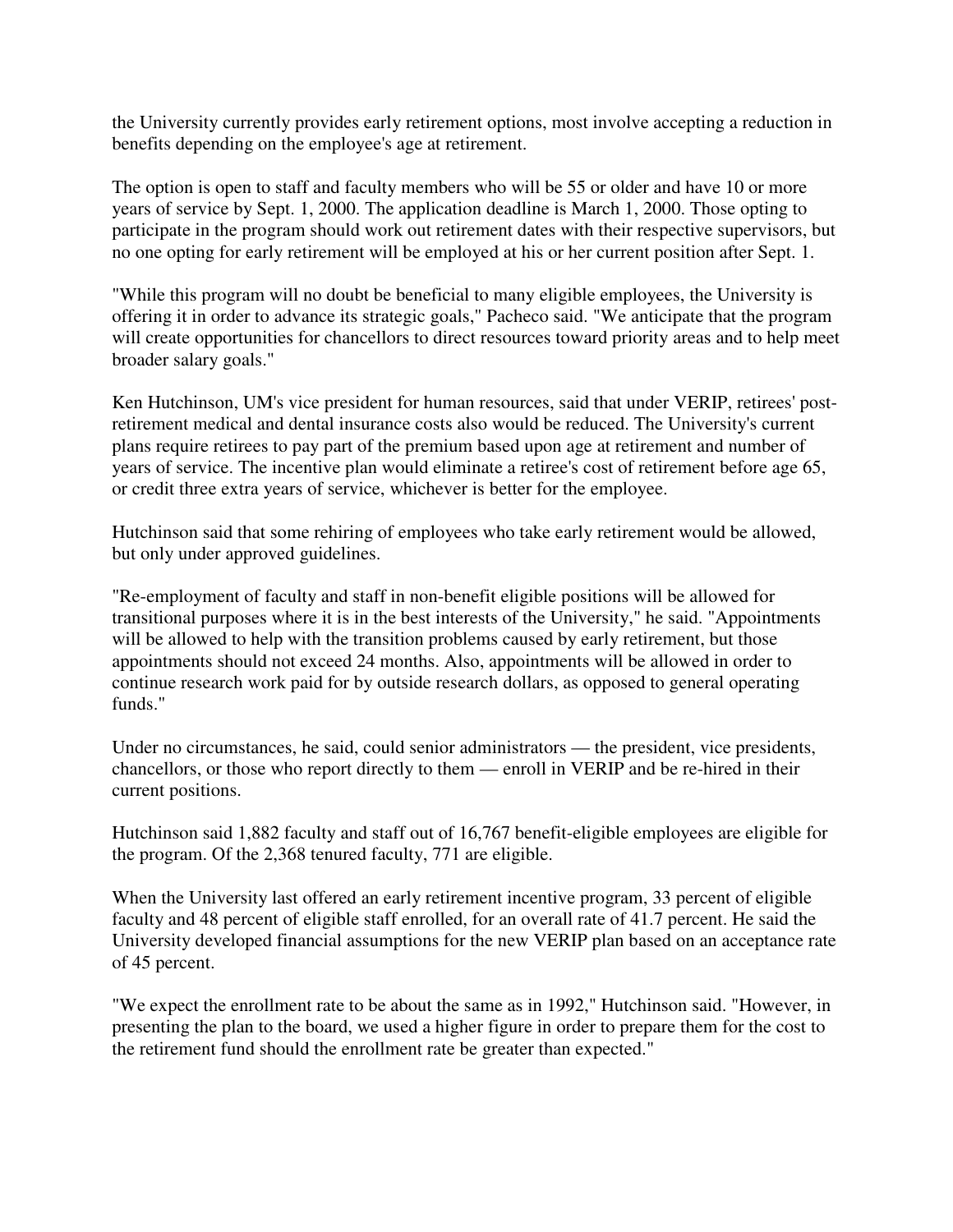the University currently provides early retirement options, most involve accepting a reduction in benefits depending on the employee's age at retirement.

The option is open to staff and faculty members who will be 55 or older and have 10 or more years of service by Sept. 1, 2000. The application deadline is March 1, 2000. Those opting to participate in the program should work out retirement dates with their respective supervisors, but no one opting for early retirement will be employed at his or her current position after Sept. 1.

"While this program will no doubt be beneficial to many eligible employees, the University is offering it in order to advance its strategic goals," Pacheco said. "We anticipate that the program will create opportunities for chancellors to direct resources toward priority areas and to help meet broader salary goals."

Ken Hutchinson, UM's vice president for human resources, said that under VERIP, retirees' post-retirement medical and dental insurance costs also would be reduced. The University's current plans require retirees to pay part of the premium based upon age at retirement and number of years of service. The incentive plan would eliminate a retiree's cost of retirement before age 65, or credit three extra years of service, whichever is better for the employee.

Hutchinson said that some rehiring of employees who take early retirement would be allowed, but only under approved guidelines.

"Re-employment of faculty and staff in non-benefit eligible positions will be allowed for transitional purposes where it is in the best interests of the University," he said. "Appointments will be allowed to help with the transition problems caused by early retirement, but those appointments should not exceed 24 months. Also, appointments will be allowed in order to continue research work paid for by outside research dollars, as opposed to general operating funds."

Under no circumstances, he said, could senior administrators — the president, vice presidents, chancellors, or those who report directly to them — enroll in VERIP and be re-hired in their current positions.

Hutchinson said 1,882 faculty and staff out of 16,767 benefit-eligible employees are eligible for the program. Of the 2,368 tenured faculty, 771 are eligible.

When the University last offered an early retirement incentive program, 33 percent of eligible faculty and 48 percent of eligible staff enrolled, for an overall rate of 41.7 percent. He said the University developed financial assumptions for the new VERIP plan based on an acceptance rate of 45 percent.

"We expect the enrollment rate to be about the same as in 1992," Hutchinson said. "However, in presenting the plan to the board, we used a higher figure in order to prepare them for the cost to the retirement fund should the enrollment rate be greater than expected."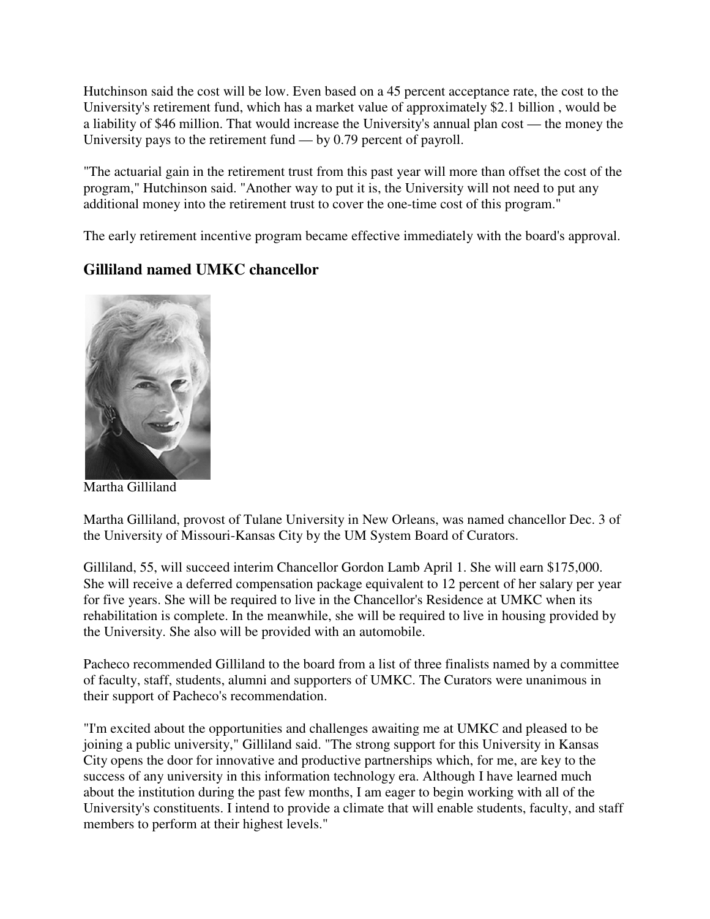Hutchinson said the cost will be low. Even based on a 45 percent acceptance rate, the cost to the University's retirement fund, which has a market value of approximately $2.1 billion , would be a liability of $46 million. That would increase the University's annual plan cost — the money the University pays to the retirement fund — by 0.79 percent of payroll.

"The actuarial gain in the retirement trust from this past year will more than offset the cost of the program," Hutchinson said. "Another way to put it is, the University will not need to put any additional money into the retirement trust to cover the one-time cost of this program."

The early retirement incentive program became effective immediately with the board's approval.

## Gilliland named UMKC chancellor

Martha Gilliland

Martha Gilliland, provost of Tulane University in New Orleans, was named chancellor Dec. 3 of the University of Missouri-Kansas City by the UM System Board of Curators.

Gilliland, 55, will succeed interim Chancellor Gordon Lamb April 1. She will earn $175,000. She will receive a deferred compensation package equivalent to 12 percent of her salary per year for five years. She will be required to live in the Chancellor's Residence at UMKC when its rehabilitation is complete. In the meanwhile, she will be required to live in housing provided by the University. She also will be provided with an automobile.

Pacheco recommended Gilliland to the board from a list of three finalists named by a committee of faculty, staff, students, alumni and supporters of UMKC. The Curators were unanimous in their support of Pacheco's recommendation.

"I'm excited about the opportunities and challenges awaiting me at UMKC and pleased to be joining a public university," Gilliland said. "The strong support for this University in Kansas City opens the door for innovative and productive partnerships which, for me, are key to the success of any university in this information technology era. Although I have learned much about the institution during the past few months, I am eager to begin working with all of the University's constituents. I intend to provide a climate that will enable students, faculty, and staff members to perform at their highest levels."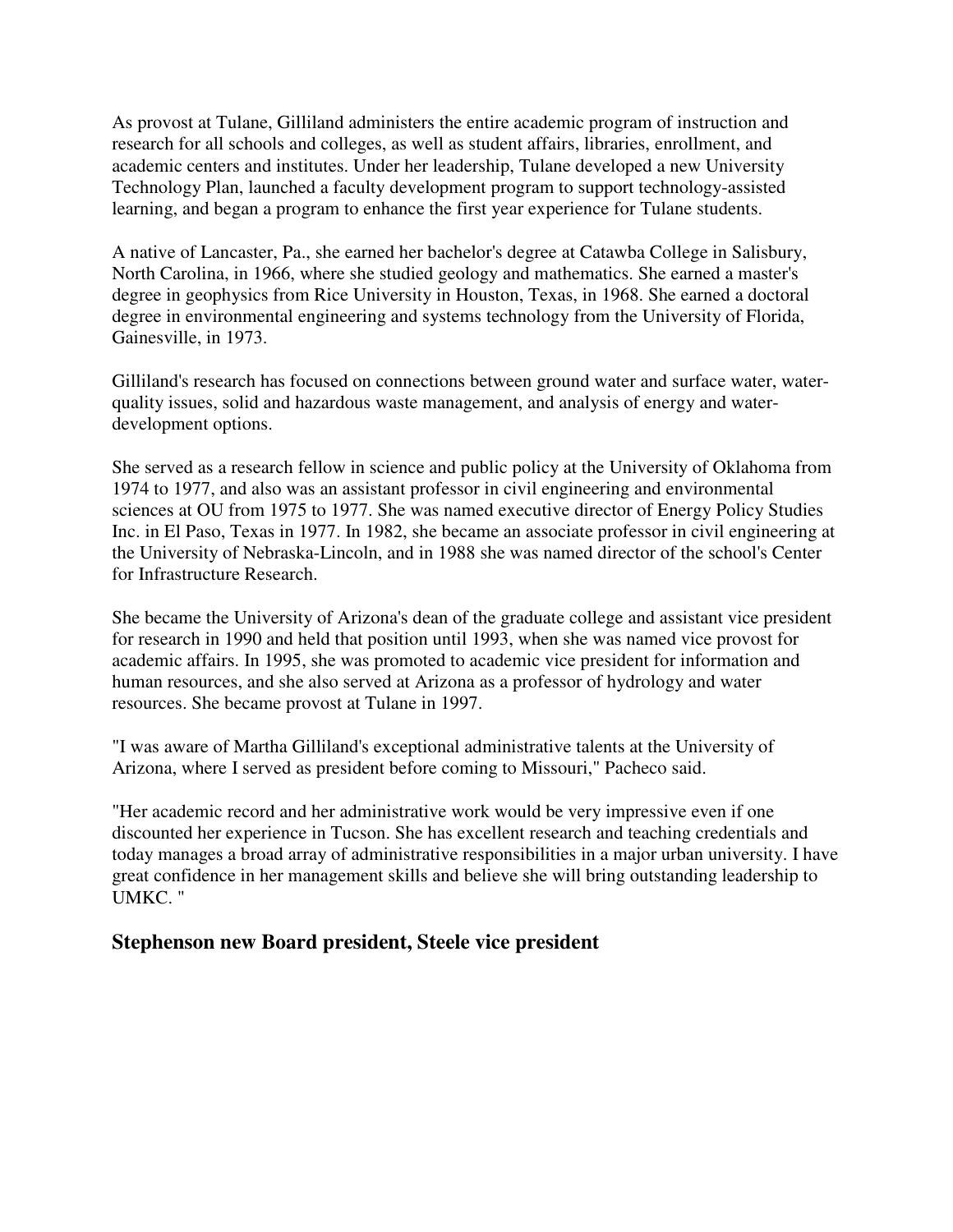As provost at Tulane, Gilliland administers the entire academic program of instruction and research for all schools and colleges, as well as student affairs, libraries, enrollment, and academic centers and institutes. Under her leadership, Tulane developed a new University Technology Plan, launched a faculty development program to support technology-assisted learning, and began a program to enhance the first year experience for Tulane students.

A native of Lancaster, Pa., she earned her bachelor's degree at Catawba College in Salisbury, North Carolina, in 1966, where she studied geology and mathematics. She earned a master's degree in geophysics from Rice University in Houston, Texas, in 1968. She earned a doctoral degree in environmental engineering and systems technology from the University of Florida, Gainesville, in 1973.

Gilliland's research has focused on connections between ground water and surface water, water-quality issues, solid and hazardous waste management, and analysis of energy and water-development options.

She served as a research fellow in science and public policy at the University of Oklahoma from 1974 to 1977, and also was an assistant professor in civil engineering and environmental sciences at OU from 1975 to 1977. She was named executive director of Energy Policy Studies Inc. in El Paso, Texas in 1977. In 1982, she became an associate professor in civil engineering at the University of Nebraska-Lincoln, and in 1988 she was named director of the school's Center for Infrastructure Research.

She became the University of Arizona's dean of the graduate college and assistant vice president for research in 1990 and held that position until 1993, when she was named vice provost for academic affairs. In 1995, she was promoted to academic vice president for information and human resources, and she also served at Arizona as a professor of hydrology and water resources. She became provost at Tulane in 1997.

"I was aware of Martha Gilliland's exceptional administrative talents at the University of Arizona, where I served as president before coming to Missouri," Pacheco said.

"Her academic record and her administrative work would be very impressive even if one discounted her experience in Tucson. She has excellent research and teaching credentials and today manages a broad array of administrative responsibilities in a major urban university. I have great confidence in her management skills and believe she will bring outstanding leadership to UMKC. "

### Stephenson new Board president, Steele vice president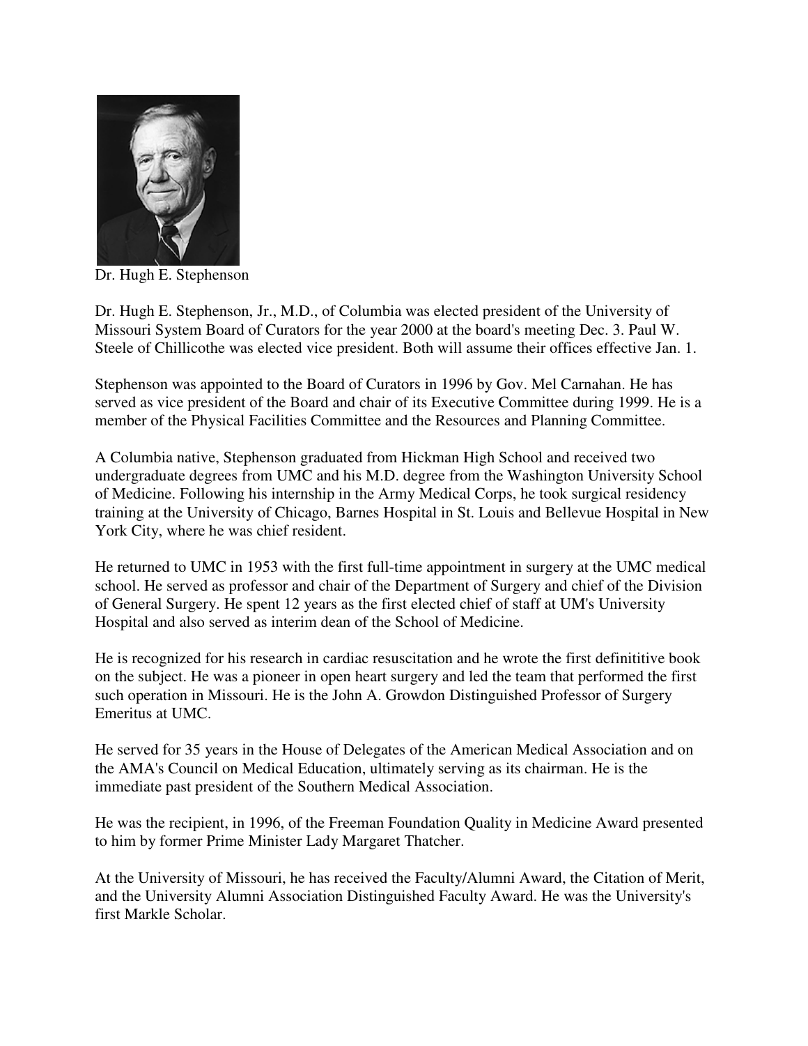Dr. Hugh E. Stephenson

Dr. Hugh E. Stephenson, Jr., M.D., of Columbia was elected president of the University of Missouri System Board of Curators for the year 2000 at the board's meeting Dec. 3. Paul W. Steele of Chillicothe was elected vice president. Both will assume their offices effective Jan. 1.

Stephenson was appointed to the Board of Curators in 1996 by Gov. Mel Carnahan. He has served as vice president of the Board and chair of its Executive Committee during 1999. He is a member of the Physical Facilities Committee and the Resources and Planning Committee.

A Columbia native, Stephenson graduated from Hickman High School and received two undergraduate degrees from UMC and his M.D. degree from the Washington University School of Medicine. Following his internship in the Army Medical Corps, he took surgical residency training at the University of Chicago, Barnes Hospital in St. Louis and Bellevue Hospital in New York City, where he was chief resident.

He returned to UMC in 1953 with the first full-time appointment in surgery at the UMC medical school. He served as professor and chair of the Department of Surgery and chief of the Division of General Surgery. He spent 12 years as the first elected chief of staff at UM's University Hospital and also served as interim dean of the School of Medicine.

He is recognized for his research in cardiac resuscitation and he wrote the first defininitive book on the subject. He was a pioneer in open heart surgery and led the team that performed the first such operation in Missouri. He is the John A. Growdon Distinguished Professor of Surgery Emeritus at UMC.

He served for 35 years in the House of Delegates of the American Medical Association and on the AMA's Council on Medical Education, ultimately serving as its chairman. He is the immediate past president of the Southern Medical Association.

He was the recipient, in 1996, of the Freeman Foundation Quality in Medicine Award presented to him by former Prime Minister Lady Margaret Thatcher.

At the University of Missouri, he has received the Faculty/Alumni Award, the Citation of Merit, and the University Alumni Association Distinguished Faculty Award. He was the University's first Markle Scholar.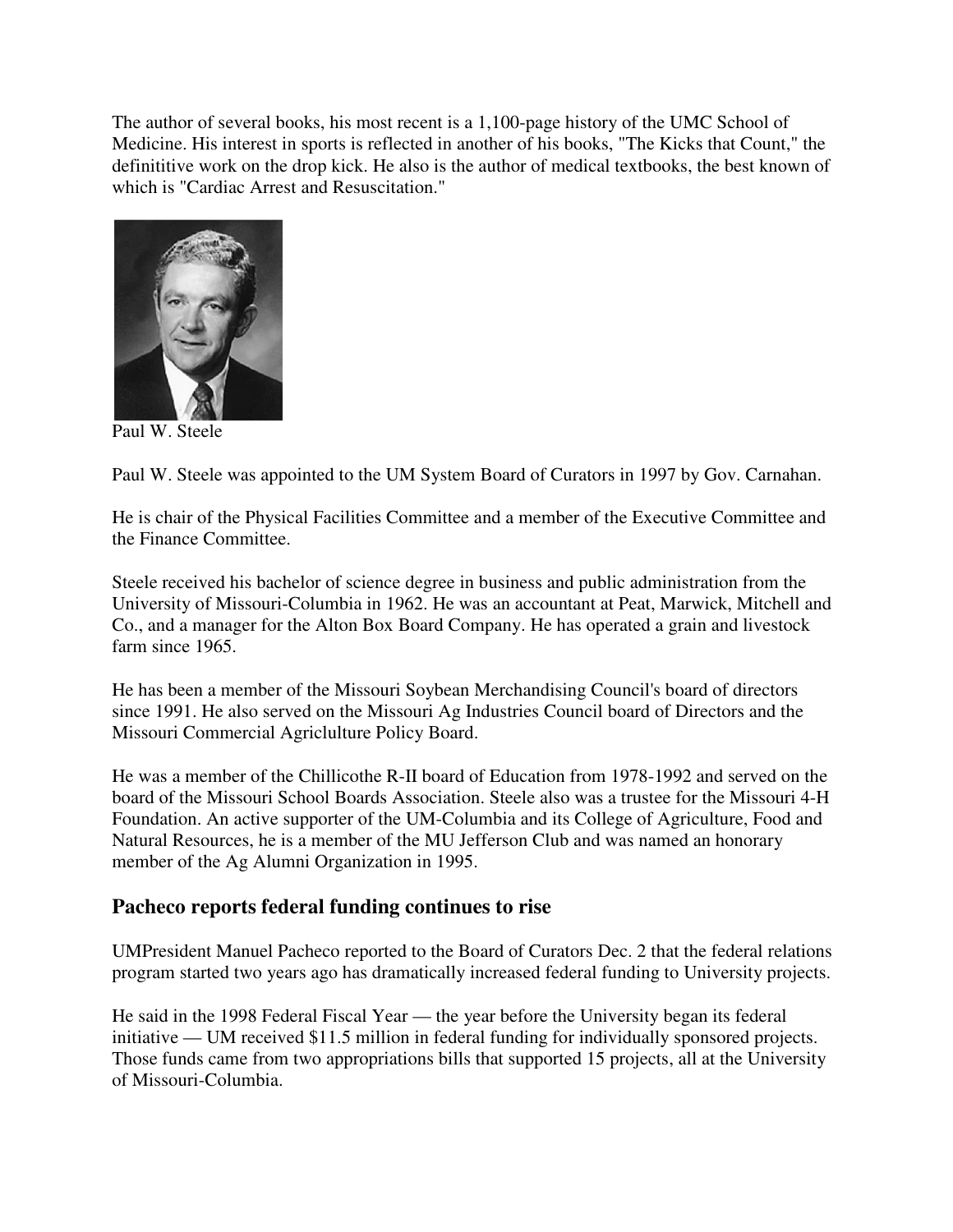The author of several books, his most recent is a 1,100-page history of the UMC School of Medicine. His interest in sports is reflected in another of his books, "The Kicks that Count," the definititive work on the drop kick. He also is the author of medical textbooks, the best known of which is "Cardiac Arrest and Resuscitation."

Paul W. Steele

Paul W. Steele was appointed to the UM System Board of Curators in 1997 by Gov. Carnahan.

He is chair of the Physical Facilities Committee and a member of the Executive Committee and the Finance Committee.

Steele received his bachelor of science degree in business and public administration from the University of Missouri-Columbia in 1962. He was an accountant at Peat, Marwick, Mitchell and Co., and a manager for the Alton Box Board Company. He has operated a grain and livestock farm since 1965.

He has been a member of the Missouri Soybean Merchandising Council's board of directors since 1991. He also served on the Missouri Ag Industries Council board of Directors and the Missouri Commercial Agriclulture Policy Board.

He was a member of the Chillicothe R-II board of Education from 1978-1992 and served on the board of the Missouri School Boards Association. Steele also was a trustee for the Missouri 4-H Foundation. An active supporter of the UM-Columbia and its College of Agriculture, Food and Natural Resources, he is a member of the MU Jefferson Club and was named an honorary member of the Ag Alumni Organization in 1995.

## Pacheco reports federal funding continues to rise

UMPresident Manuel Pacheco reported to the Board of Curators Dec. 2 that the federal relations program started two years ago has dramatically increased federal funding to University projects.

He said in the 1998 Federal Fiscal Year — the year before the University began its federal initiative — UM received $11.5 million in federal funding for individually sponsored projects. Those funds came from two appropriations bills that supported 15 projects, all at the University of Missouri-Columbia.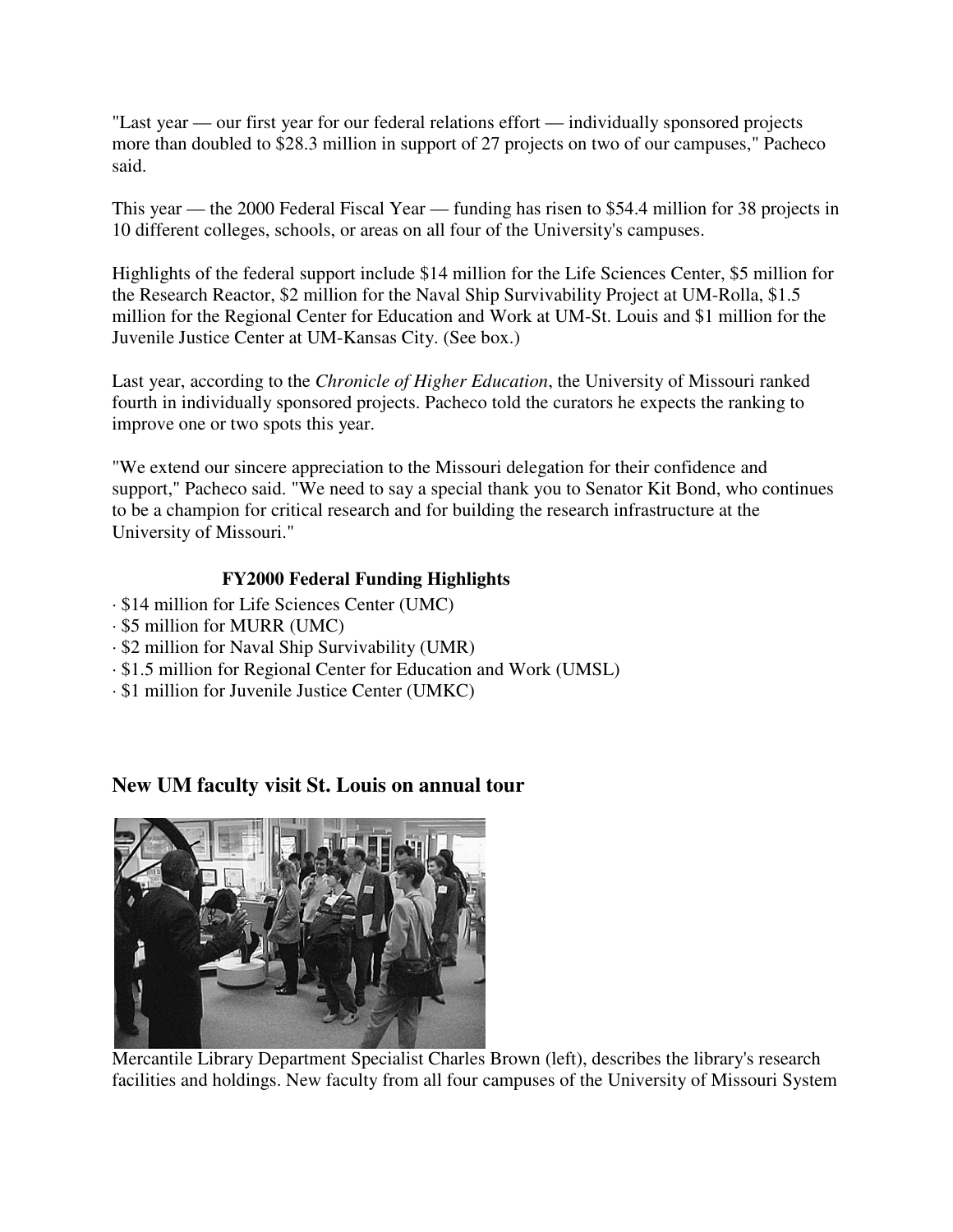"Last year — our first year for our federal relations effort — individually sponsored projects more than doubled to $28.3 million in support of 27 projects on two of our campuses," Pacheco said.

This year — the 2000 Federal Fiscal Year — funding has risen to $54.4 million for 38 projects in 10 different colleges, schools, or areas on all four of the University's campuses.

Highlights of the federal support include $14 million for the Life Sciences Center, $5 million for the Research Reactor, $2 million for the Naval Ship Survivability Project at UM-Rolla, $1.5 million for the Regional Center for Education and Work at UM-St. Louis and $1 million for the Juvenile Justice Center at UM-Kansas City. (See box.)

Last year, according to the *Chronicle of Higher Education*, the University of Missouri ranked fourth in individually sponsored projects. Pacheco told the curators he expects the ranking to improve one or two spots this year.

"We extend our sincere appreciation to the Missouri delegation for their confidence and support," Pacheco said. "We need to say a special thank you to Senator Kit Bond, who continues to be a champion for critical research and for building the research infrastructure at the University of Missouri."

**FY2000 Federal Funding Highlights**

- $14 million for Life Sciences Center (UMC)
- $5 million for MURR (UMC)
- $2 million for Naval Ship Survivability (UMR)
- $1.5 million for Regional Center for Education and Work (UMSL)
- $1 million for Juvenile Justice Center (UMKC)

## New UM faculty visit St. Louis on annual tour

Mercantile Library Department Specialist Charles Brown (left), describes the library's research facilities and holdings. New faculty from all four campuses of the University of Missouri System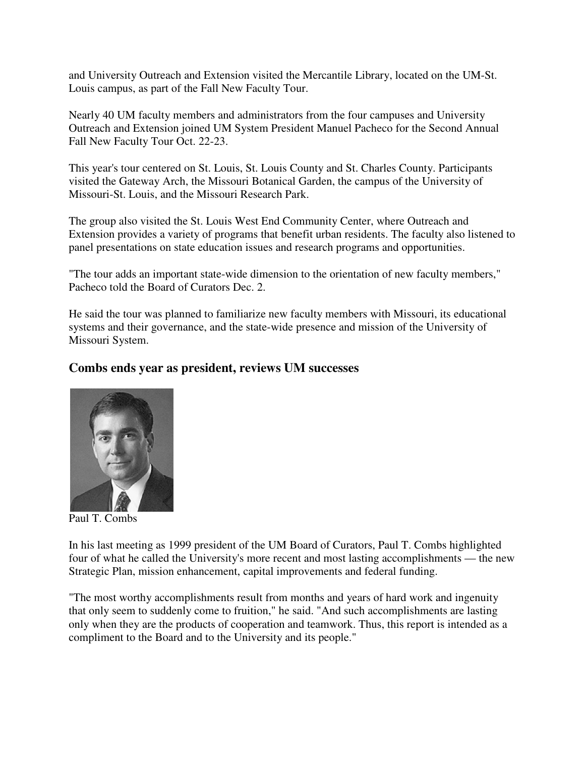and University Outreach and Extension visited the Mercantile Library, located on the UM-St. Louis campus, as part of the Fall New Faculty Tour.

Nearly 40 UM faculty members and administrators from the four campuses and University Outreach and Extension joined UM System President Manuel Pacheco for the Second Annual Fall New Faculty Tour Oct. 22-23.

This year's tour centered on St. Louis, St. Louis County and St. Charles County. Participants visited the Gateway Arch, the Missouri Botanical Garden, the campus of the University of Missouri-St. Louis, and the Missouri Research Park.

The group also visited the St. Louis West End Community Center, where Outreach and Extension provides a variety of programs that benefit urban residents. The faculty also listened to panel presentations on state education issues and research programs and opportunities.

"The tour adds an important state-wide dimension to the orientation of new faculty members," Pacheco told the Board of Curators Dec. 2.

He said the tour was planned to familiarize new faculty members with Missouri, its educational systems and their governance, and the state-wide presence and mission of the University of Missouri System.

## Combs ends year as president, reviews UM successes

Paul T. Combs

In his last meeting as 1999 president of the UM Board of Curators, Paul T. Combs highlighted four of what he called the University's more recent and most lasting accomplishments — the new Strategic Plan, mission enhancement, capital improvements and federal funding.

"The most worthy accomplishments result from months and years of hard work and ingenuity that only seem to suddenly come to fruition," he said. "And such accomplishments are lasting only when they are the products of cooperation and teamwork. Thus, this report is intended as a compliment to the Board and to the University and its people."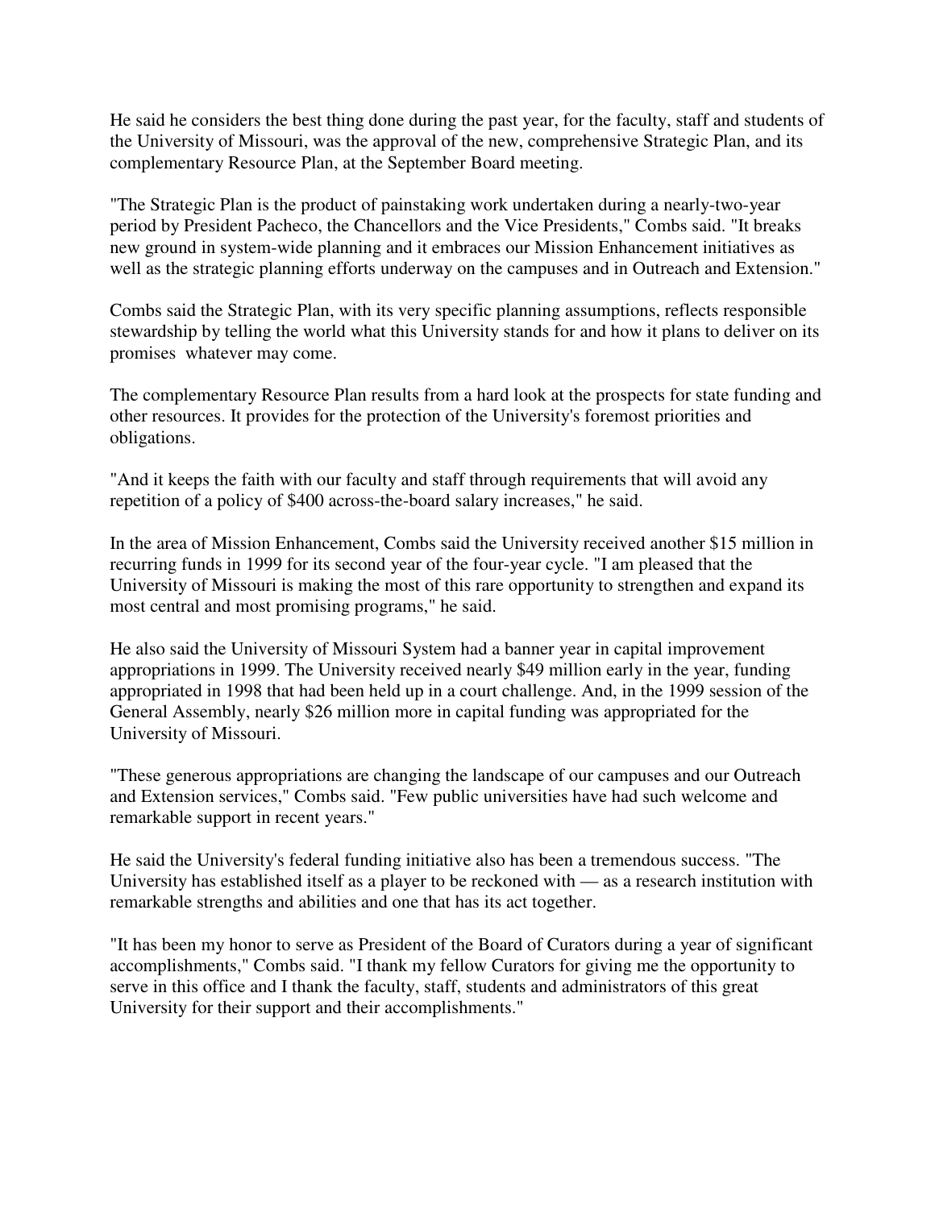He said he considers the best thing done during the past year, for the faculty, staff and students of the University of Missouri, was the approval of the new, comprehensive Strategic Plan, and its complementary Resource Plan, at the September Board meeting.

"The Strategic Plan is the product of painstaking work undertaken during a nearly-two-year period by President Pacheco, the Chancellors and the Vice Presidents," Combs said. "It breaks new ground in system-wide planning and it embraces our Mission Enhancement initiatives as well as the strategic planning efforts underway on the campuses and in Outreach and Extension."

Combs said the Strategic Plan, with its very specific planning assumptions, reflects responsible stewardship by telling the world what this University stands for and how it plans to deliver on its promises  whatever may come.

The complementary Resource Plan results from a hard look at the prospects for state funding and other resources. It provides for the protection of the University's foremost priorities and obligations.

"And it keeps the faith with our faculty and staff through requirements that will avoid any repetition of a policy of $400 across-the-board salary increases," he said.

In the area of Mission Enhancement, Combs said the University received another $15 million in recurring funds in 1999 for its second year of the four-year cycle. "I am pleased that the University of Missouri is making the most of this rare opportunity to strengthen and expand its most central and most promising programs," he said.

He also said the University of Missouri System had a banner year in capital improvement appropriations in 1999. The University received nearly $49 million early in the year, funding appropriated in 1998 that had been held up in a court challenge. And, in the 1999 session of the General Assembly, nearly $26 million more in capital funding was appropriated for the University of Missouri.

"These generous appropriations are changing the landscape of our campuses and our Outreach and Extension services," Combs said. "Few public universities have had such welcome and remarkable support in recent years."

He said the University's federal funding initiative also has been a tremendous success. "The University has established itself as a player to be reckoned with — as a research institution with remarkable strengths and abilities and one that has its act together.

"It has been my honor to serve as President of the Board of Curators during a year of significant accomplishments," Combs said. "I thank my fellow Curators for giving me the opportunity to serve in this office and I thank the faculty, staff, students and administrators of this great University for their support and their accomplishments."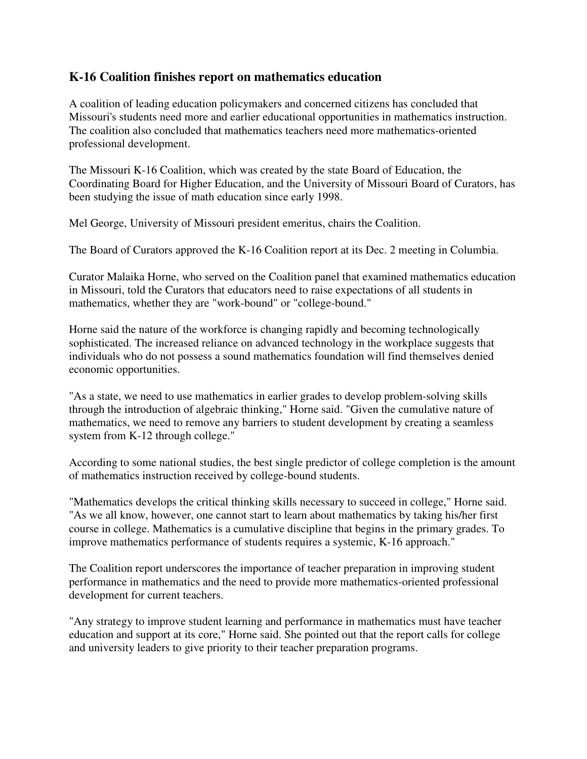## K-16 Coalition finishes report on mathematics education

A coalition of leading education policymakers and concerned citizens has concluded that Missouri's students need more and earlier educational opportunities in mathematics instruction. The coalition also concluded that mathematics teachers need more mathematics-oriented professional development.

The Missouri K-16 Coalition, which was created by the state Board of Education, the Coordinating Board for Higher Education, and the University of Missouri Board of Curators, has been studying the issue of math education since early 1998.

Mel George, University of Missouri president emeritus, chairs the Coalition.

The Board of Curators approved the K-16 Coalition report at its Dec. 2 meeting in Columbia.

Curator Malaika Horne, who served on the Coalition panel that examined mathematics education in Missouri, told the Curators that educators need to raise expectations of all students in mathematics, whether they are "work-bound" or "college-bound."

Horne said the nature of the workforce is changing rapidly and becoming technologically sophisticated. The increased reliance on advanced technology in the workplace suggests that individuals who do not possess a sound mathematics foundation will find themselves denied economic opportunities.

"As a state, we need to use mathematics in earlier grades to develop problem-solving skills through the introduction of algebraic thinking," Horne said. "Given the cumulative nature of mathematics, we need to remove any barriers to student development by creating a seamless system from K-12 through college."

According to some national studies, the best single predictor of college completion is the amount of mathematics instruction received by college-bound students.

"Mathematics develops the critical thinking skills necessary to succeed in college," Horne said. "As we all know, however, one cannot start to learn about mathematics by taking his/her first course in college. Mathematics is a cumulative discipline that begins in the primary grades. To improve mathematics performance of students requires a systemic, K-16 approach."

The Coalition report underscores the importance of teacher preparation in improving student performance in mathematics and the need to provide more mathematics-oriented professional development for current teachers.

"Any strategy to improve student learning and performance in mathematics must have teacher education and support at its core," Horne said. She pointed out that the report calls for college and university leaders to give priority to their teacher preparation programs.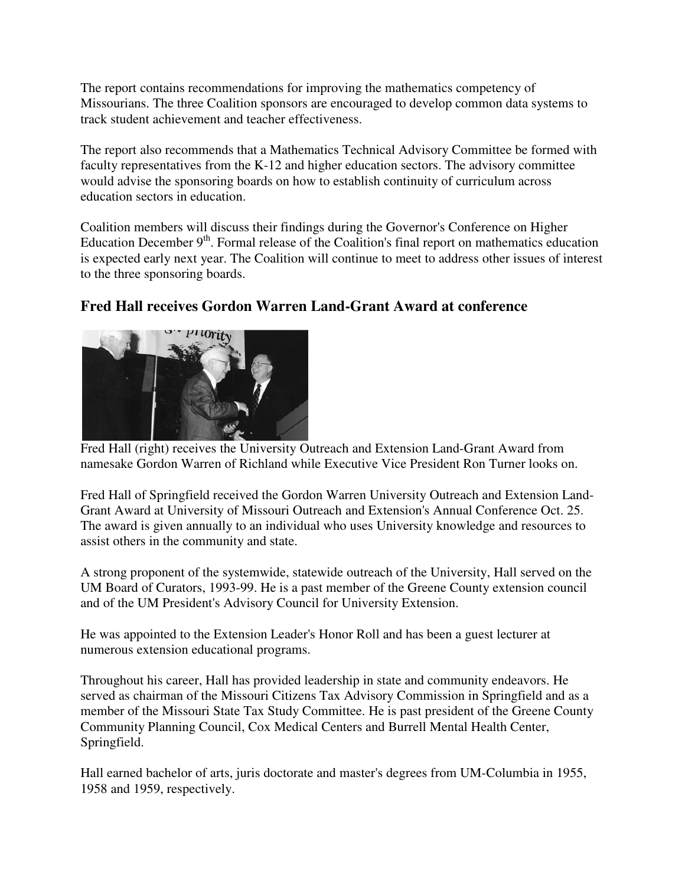The report contains recommendations for improving the mathematics competency of Missourians. The three Coalition sponsors are encouraged to develop common data systems to track student achievement and teacher effectiveness.

The report also recommends that a Mathematics Technical Advisory Committee be formed with faculty representatives from the K-12 and higher education sectors. The advisory committee would advise the sponsoring boards on how to establish continuity of curriculum across education sectors in education.

Coalition members will discuss their findings during the Governor's Conference on Higher Education December 9th. Formal release of the Coalition's final report on mathematics education is expected early next year. The Coalition will continue to meet to address other issues of interest to the three sponsoring boards.

## Fred Hall receives Gordon Warren Land-Grant Award at conference

Fred Hall (right) receives the University Outreach and Extension Land-Grant Award from namesake Gordon Warren of Richland while Executive Vice President Ron Turner looks on.

Fred Hall of Springfield received the Gordon Warren University Outreach and Extension Land-Grant Award at University of Missouri Outreach and Extension's Annual Conference Oct. 25. The award is given annually to an individual who uses University knowledge and resources to assist others in the community and state.

A strong proponent of the systemwide, statewide outreach of the University, Hall served on the UM Board of Curators, 1993-99. He is a past member of the Greene County extension council and of the UM President's Advisory Council for University Extension.

He was appointed to the Extension Leader's Honor Roll and has been a guest lecturer at numerous extension educational programs.

Throughout his career, Hall has provided leadership in state and community endeavors. He served as chairman of the Missouri Citizens Tax Advisory Commission in Springfield and as a member of the Missouri State Tax Study Committee. He is past president of the Greene County Community Planning Council, Cox Medical Centers and Burrell Mental Health Center, Springfield.

Hall earned bachelor of arts, juris doctorate and master's degrees from UM-Columbia in 1955, 1958 and 1959, respectively.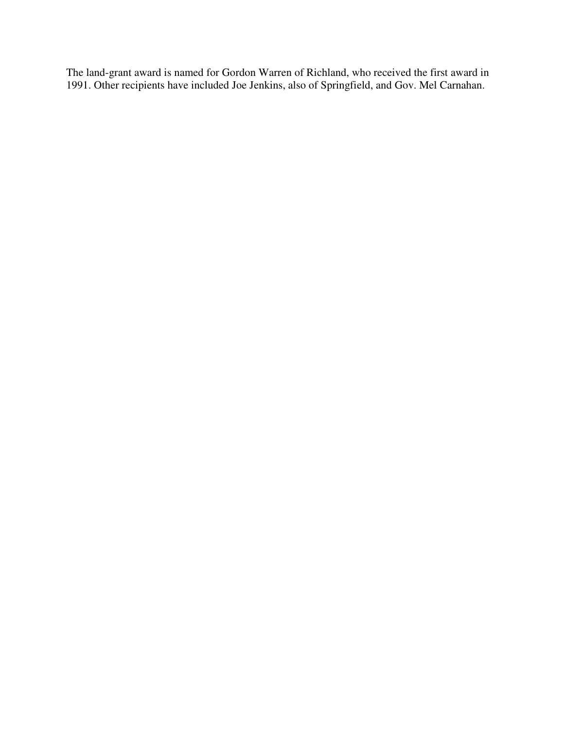The land-grant award is named for Gordon Warren of Richland, who received the first award in 1991. Other recipients have included Joe Jenkins, also of Springfield, and Gov. Mel Carnahan.